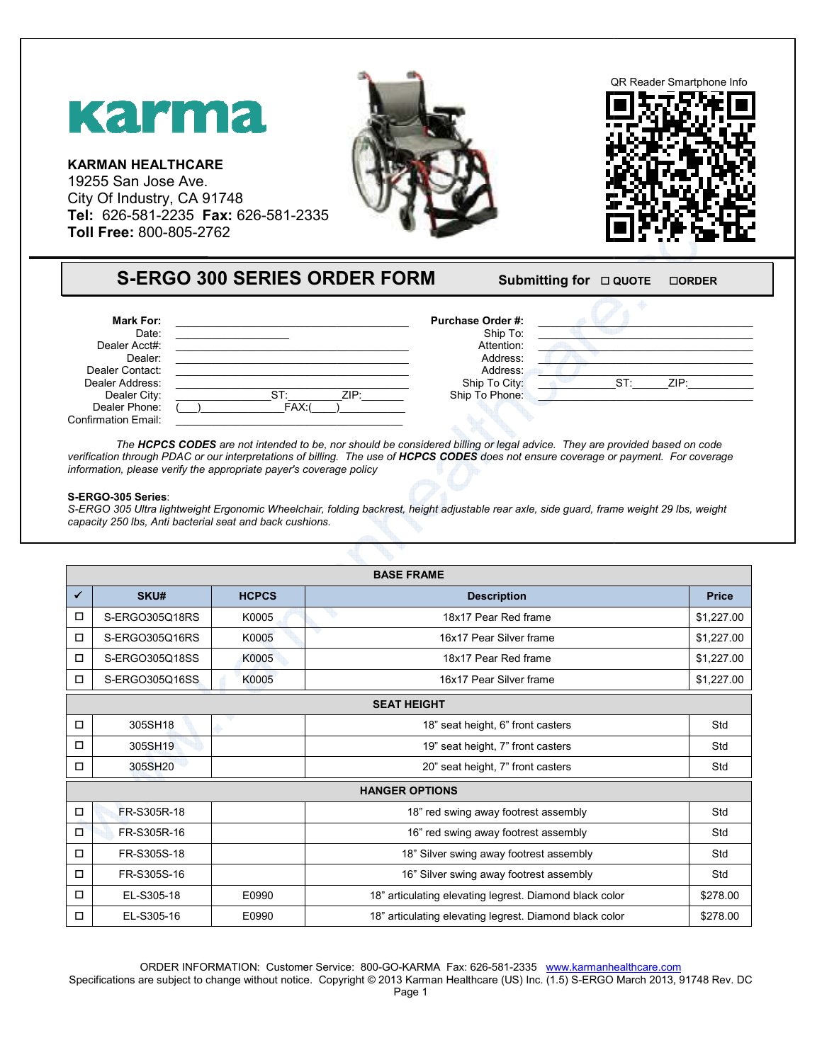**KARMAN HEALTHCARE**
19255 San Jose Ave.
City Of Industry, CA 91748
**Tel:** 626-581-2235 **Fax:** 626-581-2335
**Toll Free:** 800-805-2762

QR Reader Smartphone Info

# S-ERGO 300 SERIES ORDER FORM

**Submitting for** ☐ **QUOTE** ☐**ORDER**

| | | | |
|---|---|---|---|
| **Mark For:** | ______________ | **Purchase Order #:** | ______________ |
| Date: | ______________ | Ship To: | ______________ |
| Dealer Acct#: | ______________ | Attention: | ______________ |
| Dealer: | ______________ | Address: | ______________ |
| Dealer Contact: | ______________ | Address: | ______________ |
| Dealer Address: | ______________ | Ship To City: | ______ ST:______ ZIP:______ |
| Dealer City: | ______ ST:______ ZIP:______ | Ship To Phone: | ______________ |
| Dealer Phone: | (___)__________ FAX:(____)__________ | | |
| Confirmation Email: | ______________ | | |

*The **HCPCS CODES** are not intended to be, nor should be considered billing or legal advice. They are provided based on code verification through PDAC or our interpretations of billing. The use of **HCPCS CODES** does not ensure coverage or payment. For coverage information, please verify the appropriate payer's coverage policy*

**S-ERGO-305 Series**:
*S-ERGO 305 Ultra lightweight Ergonomic Wheelchair, folding backrest, height adjustable rear axle, side guard, frame weight 29 lbs, weight capacity 250 lbs, Anti bacterial seat and back cushions.*

| | | BASE FRAME | | |
|---|---|---|---|---|
| ✔ | **SKU#** | **HCPCS** | **Description** | **Price** |
| ☐ | S-ERGO305Q18RS | K0005 | 18x17 Pear Red frame | $1,227.00 |
| ☐ | S-ERGO305Q16RS | K0005 | 16x17 Pear Silver frame | $1,227.00 |
| ☐ | S-ERGO305Q18SS | K0005 | 18x17 Pear Red frame | $1,227.00 |
| ☐ | S-ERGO305Q16SS | K0005 | 16x17 Pear Silver frame | $1,227.00 |
| | | **SEAT HEIGHT** | | |
| ☐ | 305SH18 | | 18" seat height, 6" front casters | Std |
| ☐ | 305SH19 | | 19" seat height, 7" front casters | Std |
| ☐ | 305SH20 | | 20" seat height, 7" front casters | Std |
| | | **HANGER OPTIONS** | | |
| ☐ | FR-S305R-18 | | 18" red swing away footrest assembly | Std |
| ☐ | FR-S305R-16 | | 16" red swing away footrest assembly | Std |
| ☐ | FR-S305S-18 | | 18" Silver swing away footrest assembly | Std |
| ☐ | FR-S305S-16 | | 16" Silver swing away footrest assembly | Std |
| ☐ | EL-S305-18 | E0990 | 18" articulating elevating legrest. Diamond black color | $278.00 |
| ☐ | EL-S305-16 | E0990 | 18" articulating elevating legrest. Diamond black color | $278.00 |

ORDER INFORMATION: Customer Service: 800-GO-KARMA Fax: 626-581-2335 www.karmanhealthcare.com
Specifications are subject to change without notice. Copyright © 2013 Karman Healthcare (US) Inc. (1.5) S-ERGO March 2013, 91748 Rev. DC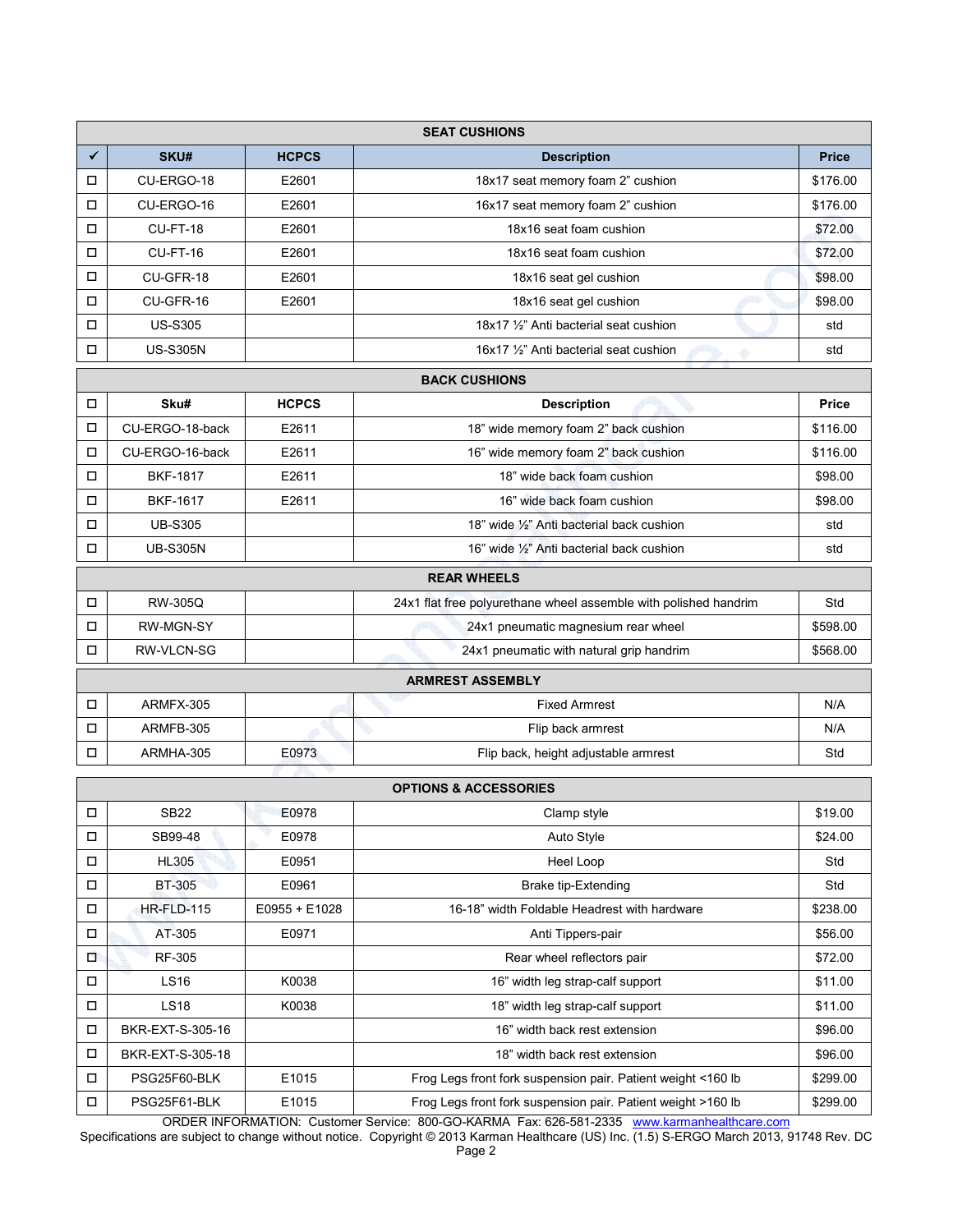| SEAT CUSHIONS | | | | |
|---|---|---|---|---|
| ✓ | SKU# | HCPCS | Description | Price |
| ☐ | CU-ERGO-18 | E2601 | 18x17 seat memory foam 2" cushion | $176.00 |
| ☐ | CU-ERGO-16 | E2601 | 16x17 seat memory foam 2" cushion | $176.00 |
| ☐ | CU-FT-18 | E2601 | 18x16 seat foam cushion | $72.00 |
| ☐ | CU-FT-16 | E2601 | 18x16 seat foam cushion | $72.00 |
| ☐ | CU-GFR-18 | E2601 | 18x16 seat gel cushion | $98.00 |
| ☐ | CU-GFR-16 | E2601 | 18x16 seat gel cushion | $98.00 |
| ☐ | US-S305 | | 18x17 ½" Anti bacterial seat cushion | std |
| ☐ | US-S305N | | 16x17 ½" Anti bacterial seat cushion | std |

| BACK CUSHIONS | | | | |
|---|---|---|---|---|
| ☐ | Sku# | HCPCS | Description | Price |
| ☐ | CU-ERGO-18-back | E2611 | 18" wide memory foam 2" back cushion | $116.00 |
| ☐ | CU-ERGO-16-back | E2611 | 16" wide memory foam 2" back cushion | $116.00 |
| ☐ | BKF-1817 | E2611 | 18" wide back foam cushion | $98.00 |
| ☐ | BKF-1617 | E2611 | 16" wide back foam cushion | $98.00 |
| ☐ | UB-S305 | | 18" wide ½" Anti bacterial back cushion | std |
| ☐ | UB-S305N | | 16" wide ½" Anti bacterial back cushion | std |

| REAR WHEELS | | | | |
|---|---|---|---|---|
| ☐ | RW-305Q | | 24x1 flat free polyurethane wheel assemble with polished handrim | Std |
| ☐ | RW-MGN-SY | | 24x1 pneumatic magnesium rear wheel | $598.00 |
| ☐ | RW-VLCN-SG | | 24x1 pneumatic with natural grip handrim | $568.00 |

| ARMREST ASSEMBLY | | | | |
|---|---|---|---|---|
| ☐ | ARMFX-305 | | Fixed Armrest | N/A |
| ☐ | ARMFB-305 | | Flip back armrest | N/A |
| ☐ | ARMHA-305 | E0973 | Flip back, height adjustable armrest | Std |

| OPTIONS & ACCESSORIES | | | | |
|---|---|---|---|---|
| ☐ | SB22 | E0978 | Clamp style | $19.00 |
| ☐ | SB99-48 | E0978 | Auto Style | $24.00 |
| ☐ | HL305 | E0951 | Heel Loop | Std |
| ☐ | BT-305 | E0961 | Brake tip-Extending | Std |
| ☐ | HR-FLD-115 | E0955 + E1028 | 16-18" width Foldable Headrest with hardware | $238.00 |
| ☐ | AT-305 | E0971 | Anti Tippers-pair | $56.00 |
| ☐ | RF-305 | | Rear wheel reflectors pair | $72.00 |
| ☐ | LS16 | K0038 | 16" width leg strap-calf support | $11.00 |
| ☐ | LS18 | K0038 | 18" width leg strap-calf support | $11.00 |
| ☐ | BKR-EXT-S-305-16 | | 16" width back rest extension | $96.00 |
| ☐ | BKR-EXT-S-305-18 | | 18" width back rest extension | $96.00 |
| ☐ | PSG25F60-BLK | E1015 | Frog Legs front fork suspension pair. Patient weight <160 lb | $299.00 |
| ☐ | PSG25F61-BLK | E1015 | Frog Legs front fork suspension pair. Patient weight >160 lb | $299.00 |

ORDER INFORMATION: Customer Service: 800-GO-KARMA Fax: 626-581-2335 www.karmanhealthcare.com

Specifications are subject to change without notice. Copyright © 2013 Karman Healthcare (US) Inc. (1.5) S-ERGO March 2013, 91748 Rev. DC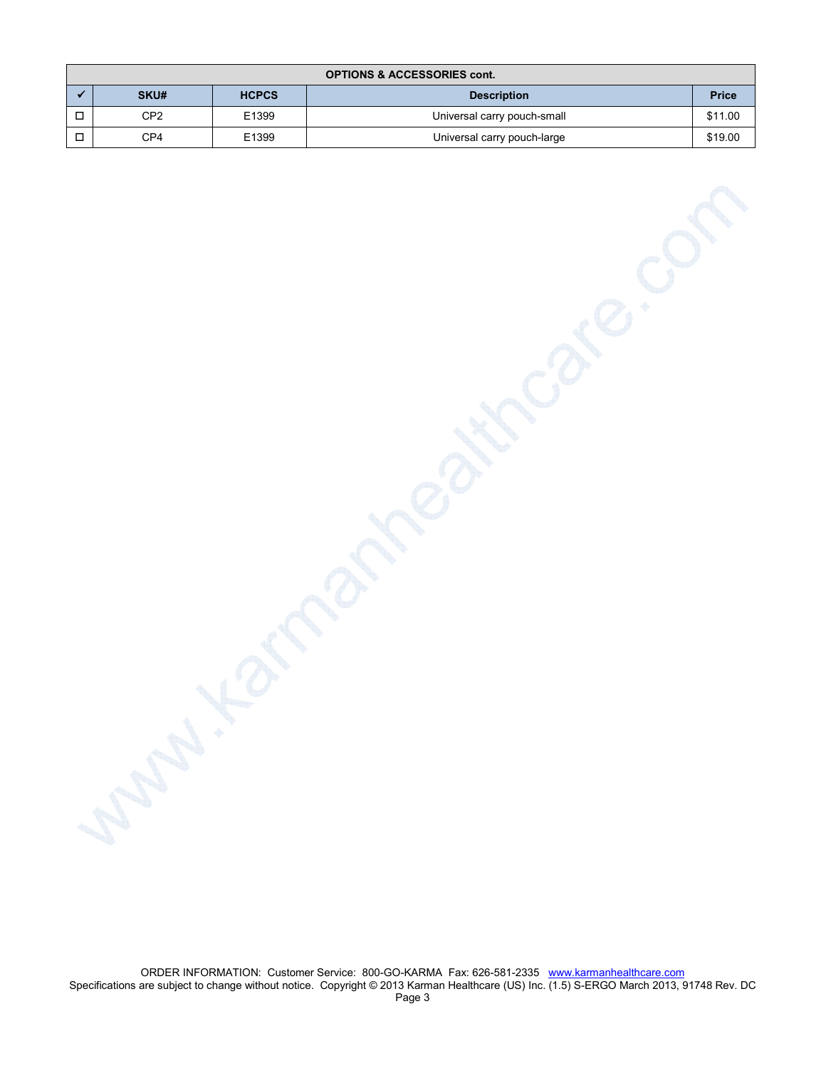| OPTIONS & ACCESSORIES cont. | | | | |
|---|---|---|---|---|
| ✔ | SKU# | HCPCS | Description | Price |
| ☐ | CP2 | E1399 | Universal carry pouch-small | $11.00 |
| ☐ | CP4 | E1399 | Universal carry pouch-large | $19.00 |

ORDER INFORMATION: Customer Service: 800-GO-KARMA Fax: 626-581-2335 [www.karmanhealthcare.com](http://www.karmanhealthcare.com)
Specifications are subject to change without notice. Copyright © 2013 Karman Healthcare (US) Inc. (1.5) S-ERGO March 2013, 91748 Rev. DC